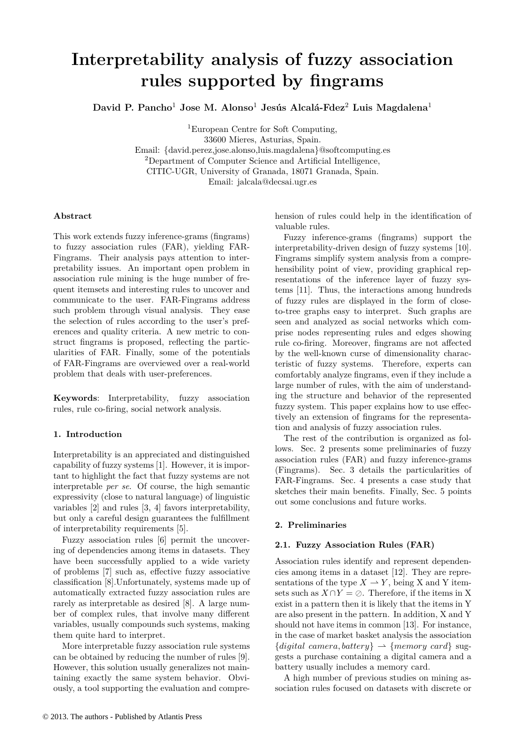# Interpretability analysis of fuzzy association rules supported by fingrams

**David P. Pancho**[1] **Jose M. Alonso**[1] **Jesús Alcalá-Fdez**[2] **Luis Magdalena**[1]

[1]European Centre for Soft Computing,
33600 Mieres, Asturias, Spain.
Email: {david.perez,jose.alonso,luis.magdalena}@softcomputing.es
[2]Department of Computer Science and Artificial Intelligence,
CITIC-UGR, University of Granada, 18071 Granada, Spain.
Email: jalcala@decsai.ugr.es

### Abstract

This work extends fuzzy inference-grams (fingrams) to fuzzy association rules (FAR), yielding FAR-Fingrams. Their analysis pays attention to interpretability issues. An important open problem in association rule mining is the huge number of frequent itemsets and interesting rules to uncover and communicate to the user. FAR-Fingrams address such problem through visual analysis. They ease the selection of rules according to the user's preferences and quality criteria. A new metric to construct fingrams is proposed, reflecting the particularities of FAR. Finally, some of the potentials of FAR-Fingrams are overviewed over a real-world problem that deals with user-preferences.

**Keywords**: Interpretability, fuzzy association rules, rule co-firing, social network analysis.

## 1. Introduction

Interpretability is an appreciated and distinguished capability of fuzzy systems [1]. However, it is important to highlight the fact that fuzzy systems are not interpretable *per se*. Of course, the high semantic expressivity (close to natural language) of linguistic variables [2] and rules [3, 4] favors interpretability, but only a careful design guarantees the fulfillment of interpretability requirements [5].

Fuzzy association rules [6] permit the uncovering of dependencies among items in datasets. They have been successfully applied to a wide variety of problems [7] such as, effective fuzzy associative classification [8].Unfortunately, systems made up of automatically extracted fuzzy association rules are rarely as interpretable as desired [8]. A large number of complex rules, that involve many different variables, usually compounds such systems, making them quite hard to interpret.

More interpretable fuzzy association rule systems can be obtained by reducing the number of rules [9]. However, this solution usually generalizes not maintaining exactly the same system behavior. Obviously, a tool supporting the evaluation and comprehension of rules could help in the identification of valuable rules.

Fuzzy inference-grams (fingrams) support the interpretability-driven design of fuzzy systems [10]. Fingrams simplify system analysis from a comprehensibility point of view, providing graphical representations of the inference layer of fuzzy systems [11]. Thus, the interactions among hundreds of fuzzy rules are displayed in the form of close-to-tree graphs easy to interpret. Such graphs are seen and analyzed as social networks which comprise nodes representing rules and edges showing rule co-firing. Moreover, fingrams are not affected by the well-known curse of dimensionality characteristic of fuzzy systems. Therefore, experts can comfortably analyze fingrams, even if they include a large number of rules, with the aim of understanding the structure and behavior of the represented fuzzy system. This paper explains how to use effectively an extension of fingrams for the representation and analysis of fuzzy association rules.

The rest of the contribution is organized as follows. Sec. 2 presents some preliminaries of fuzzy association rules (FAR) and fuzzy inference-grams (Fingrams). Sec. 3 details the particularities of FAR-Fingrams. Sec. 4 presents a case study that sketches their main benefits. Finally, Sec. 5 points out some conclusions and future works.

## 2. Preliminaries

### 2.1. Fuzzy Association Rules (FAR)

Association rules identify and represent dependencies among items in a dataset [12]. They are representations of the type $X \rightharpoonup Y$, being X and Y itemsets such as $X \cap Y = \oslash$. Therefore, if the items in X exist in a pattern then it is likely that the items in Y are also present in the pattern. In addition, X and Y should not have items in common [13]. For instance, in the case of market basket analysis the association $\{digital\ camera, battery\} \rightharpoonup \{memory\ card\}$ suggests a purchase containing a digital camera and a battery usually includes a memory card.

A high number of previous studies on mining association rules focused on datasets with discrete or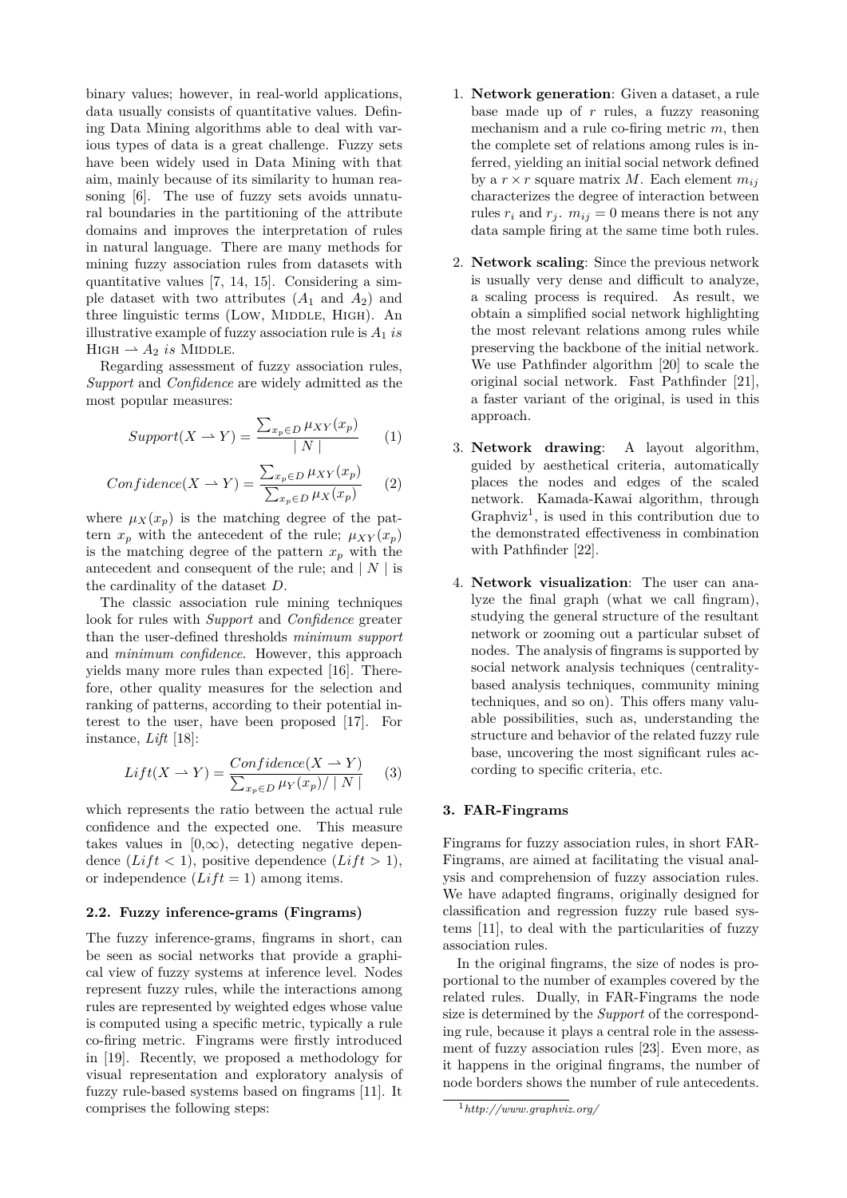binary values; however, in real-world applications, data usually consists of quantitative values. Defining Data Mining algorithms able to deal with various types of data is a great challenge. Fuzzy sets have been widely used in Data Mining with that aim, mainly because of its similarity to human reasoning [6]. The use of fuzzy sets avoids unnatural boundaries in the partitioning of the attribute domains and improves the interpretation of rules in natural language. There are many methods for mining fuzzy association rules from datasets with quantitative values [7, 14, 15]. Considering a simple dataset with two attributes ($A_1$ and $A_2$) and three linguistic terms (Low, Middle, High). An illustrative example of fuzzy association rule is $A_1$ *is* High $\rightharpoonup$ $A_2$ *is* Middle.

Regarding assessment of fuzzy association rules, *Support* and *Confidence* are widely admitted as the most popular measures:

$$Support(X \rightharpoonup Y) = \frac{\sum_{x_p \in D} \mu_{XY}(x_p)}{\mid N \mid} \quad (1)$$

$$Confidence(X \rightharpoonup Y) = \frac{\sum_{x_p \in D} \mu_{XY}(x_p)}{\sum_{x_p \in D} \mu_{X}(x_p)} \quad (2)$$

where $\mu_X(x_p)$ is the matching degree of the pattern $x_p$ with the antecedent of the rule; $\mu_{XY}(x_p)$ is the matching degree of the pattern $x_p$ with the antecedent and consequent of the rule; and $\mid N \mid$ is the cardinality of the dataset $D$.

The classic association rule mining techniques look for rules with *Support* and *Confidence* greater than the user-defined thresholds *minimum support* and *minimum confidence*. However, this approach yields many more rules than expected [16]. Therefore, other quality measures for the selection and ranking of patterns, according to their potential interest to the user, have been proposed [17]. For instance, *Lift* [18]:

$$Lift(X \rightharpoonup Y) = \frac{Confidence(X \rightharpoonup Y)}{\sum_{x_p \in D} \mu_{Y}(x_p) / \mid N \mid} \quad (3)$$

which represents the ratio between the actual rule confidence and the expected one. This measure takes values in $[0,\infty)$, detecting negative dependence ($Lift < 1$), positive dependence ($Lift > 1$), or independence ($Lift = 1$) among items.

### 2.2. Fuzzy inference-grams (Fingrams)

The fuzzy inference-grams, fingrams in short, can be seen as social networks that provide a graphical view of fuzzy systems at inference level. Nodes represent fuzzy rules, while the interactions among rules are represented by weighted edges whose value is computed using a specific metric, typically a rule co-firing metric. Fingrams were firstly introduced in [19]. Recently, we proposed a methodology for visual representation and exploratory analysis of fuzzy rule-based systems based on fingrams [11]. It comprises the following steps:

1. **Network generation**: Given a dataset, a rule base made up of $r$ rules, a fuzzy reasoning mechanism and a rule co-firing metric $m$, then the complete set of relations among rules is inferred, yielding an initial social network defined by a $r \times r$ square matrix $M$. Each element $m_{ij}$ characterizes the degree of interaction between rules $r_i$ and $r_j$. $m_{ij} = 0$ means there is not any data sample firing at the same time both rules.

2. **Network scaling**: Since the previous network is usually very dense and difficult to analyze, a scaling process is required. As result, we obtain a simplified social network highlighting the most relevant relations among rules while preserving the backbone of the initial network. We use Pathfinder algorithm [20] to scale the original social network. Fast Pathfinder [21], a faster variant of the original, is used in this approach.

3. **Network drawing**: A layout algorithm, guided by aesthetical criteria, automatically places the nodes and edges of the scaled network. Kamada-Kawai algorithm, through Graphviz[1], is used in this contribution due to the demonstrated effectiveness in combination with Pathfinder [22].

4. **Network visualization**: The user can analyze the final graph (what we call fingram), studying the general structure of the resultant network or zooming out a particular subset of nodes. The analysis of fingrams is supported by social network analysis techniques (centrality-based analysis techniques, community mining techniques, and so on). This offers many valuable possibilities, such as, understanding the structure and behavior of the related fuzzy rule base, uncovering the most significant rules according to specific criteria, etc.

## 3. FAR-Fingrams

Fingrams for fuzzy association rules, in short FAR-Fingrams, are aimed at facilitating the visual analysis and comprehension of fuzzy association rules. We have adapted fingrams, originally designed for classification and regression fuzzy rule based systems [11], to deal with the particularities of fuzzy association rules.

In the original fingrams, the size of nodes is proportional to the number of examples covered by the related rules. Dually, in FAR-Fingrams the node size is determined by the *Support* of the corresponding rule, because it plays a central role in the assessment of fuzzy association rules [23]. Even more, as it happens in the original fingrams, the number of node borders shows the number of rule antecedents.

[1] *http://www.graphviz.org/*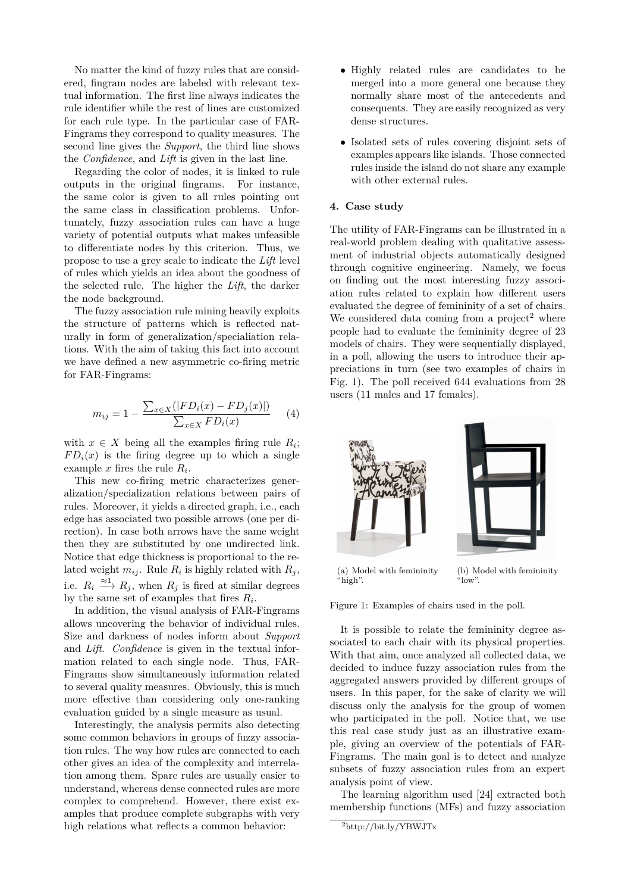No matter the kind of fuzzy rules that are considered, fingram nodes are labeled with relevant textual information. The first line always indicates the rule identifier while the rest of lines are customized for each rule type. In the particular case of FAR-Fingrams they correspond to quality measures. The second line gives the *Support*, the third line shows the *Confidence*, and *Lift* is given in the last line.

Regarding the color of nodes, it is linked to rule outputs in the original fingrams. For instance, the same color is given to all rules pointing out the same class in classification problems. Unfortunately, fuzzy association rules can have a huge variety of potential outputs what makes unfeasible to differentiate nodes by this criterion. Thus, we propose to use a grey scale to indicate the *Lift* level of rules which yields an idea about the goodness of the selected rule. The higher the *Lift*, the darker the node background.

The fuzzy association rule mining heavily exploits the structure of patterns which is reflected naturally in form of generalization/specialiation relations. With the aim of taking this fact into account we have defined a new asymmetric co-firing metric for FAR-Fingrams:

$$m_{ij} = 1 - \frac{\sum_{x \in X}(|FD_i(x) - FD_j(x)|)}{\sum_{x \in X} FD_i(x)} \quad (4)$$

with $x \in X$ being all the examples firing rule $R_i$; $FD_i(x)$ is the firing degree up to which a single example $x$ fires the rule $R_i$.

This new co-firing metric characterizes generalization/specialization relations between pairs of rules. Moreover, it yields a directed graph, i.e., each edge has associated two possible arrows (one per direction). In case both arrows have the same weight then they are substituted by one undirected link. Notice that edge thickness is proportional to the related weight $m_{ij}$. Rule $R_i$ is highly related with $R_j$, i.e. $R_i \xrightarrow{\approx 1} R_j$, when $R_j$ is fired at similar degrees by the same set of examples that fires $R_i$.

In addition, the visual analysis of FAR-Fingrams allows uncovering the behavior of individual rules. Size and darkness of nodes inform about *Support* and *Lift*. *Confidence* is given in the textual information related to each single node. Thus, FAR-Fingrams show simultaneously information related to several quality measures. Obviously, this is much more effective than considering only one-ranking evaluation guided by a single measure as usual.

Interestingly, the analysis permits also detecting some common behaviors in groups of fuzzy association rules. The way how rules are connected to each other gives an idea of the complexity and interrelation among them. Spare rules are usually easier to understand, whereas dense connected rules are more complex to comprehend. However, there exist examples that produce complete subgraphs with very high relations what reflects a common behavior:

- Highly related rules are candidates to be merged into a more general one because they normally share most of the antecedents and consequents. They are easily recognized as very dense structures.
- Isolated sets of rules covering disjoint sets of examples appears like islands. Those connected rules inside the island do not share any example with other external rules.

## 4. Case study

The utility of FAR-Fingrams can be illustrated in a real-world problem dealing with qualitative assessment of industrial objects automatically designed through cognitive engineering. Namely, we focus on finding out the most interesting fuzzy association rules related to explain how different users evaluated the degree of femininity of a set of chairs. We considered data coming from a project[2] where people had to evaluate the femininity degree of 23 models of chairs. They were sequentially displayed, in a poll, allowing the users to introduce their appreciations in turn (see two examples of chairs in Fig. 1). The poll received 644 evaluations from 28 users (11 males and 17 females).

(a) Model with femininity "high".

(b) Model with femininity "low".

Figure 1: Examples of chairs used in the poll.

It is possible to relate the femininity degree associated to each chair with its physical properties. With that aim, once analyzed all collected data, we decided to induce fuzzy association rules from the aggregated answers provided by different groups of users. In this paper, for the sake of clarity we will discuss only the analysis for the group of women who participated in the poll. Notice that, we use this real case study just as an illustrative example, giving an overview of the potentials of FAR-Fingrams. The main goal is to detect and analyze subsets of fuzzy association rules from an expert analysis point of view.

The learning algorithm used [24] extracted both membership functions (MFs) and fuzzy association

[2] http://bit.ly/YBWJTx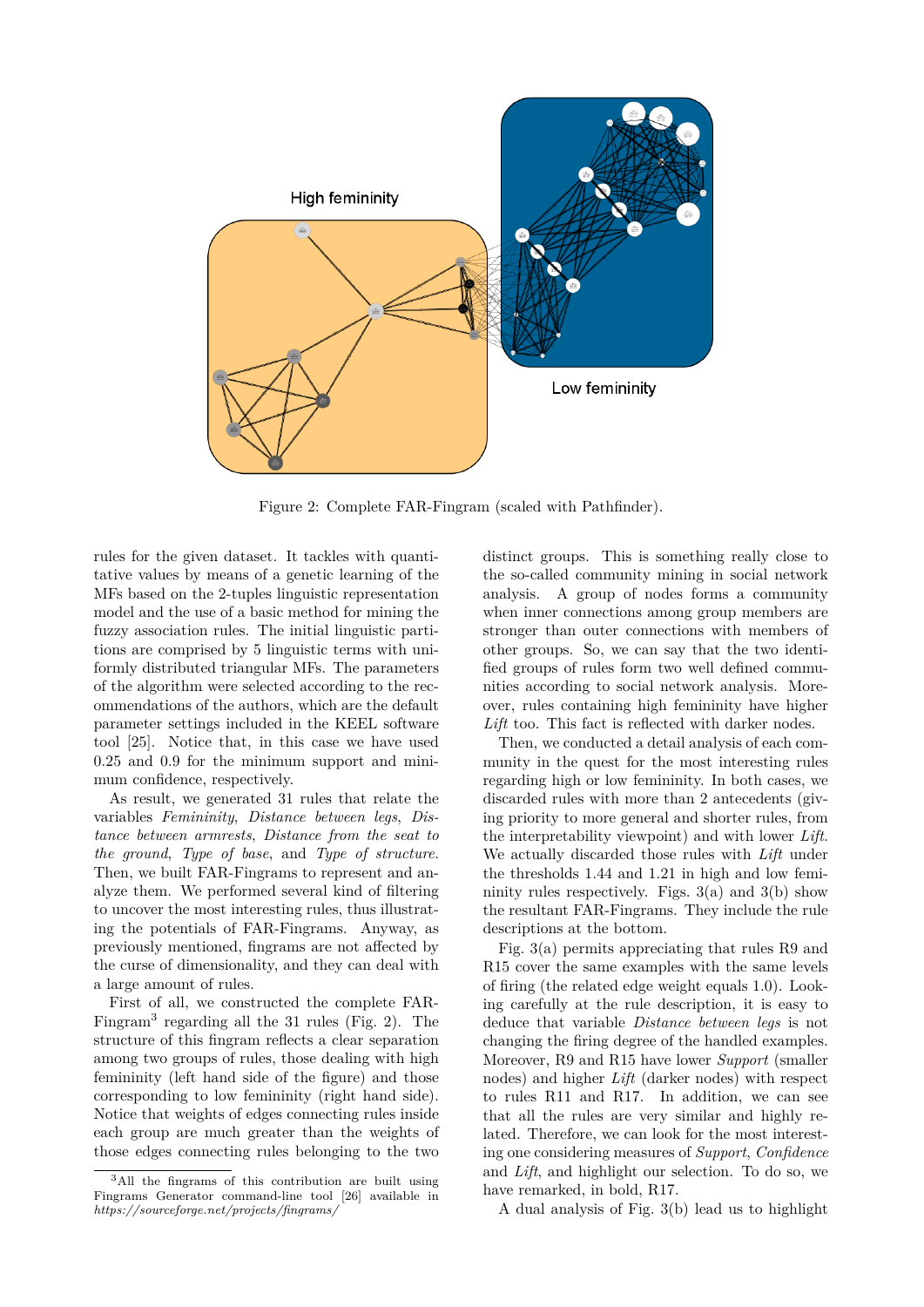Figure 2: Complete FAR-Fingram (scaled with Pathfinder).

rules for the given dataset. It tackles with quantitative values by means of a genetic learning of the MFs based on the 2-tuples linguistic representation model and the use of a basic method for mining the fuzzy association rules. The initial linguistic partitions are comprised by 5 linguistic terms with uniformly distributed triangular MFs. The parameters of the algorithm were selected according to the recommendations of the authors, which are the default parameter settings included in the KEEL software tool [25]. Notice that, in this case we have used 0.25 and 0.9 for the minimum support and minimum confidence, respectively.

As result, we generated 31 rules that relate the variables *Femininity*, *Distance between legs*, *Distance between armrests*, *Distance from the seat to the ground*, *Type of base*, and *Type of structure*. Then, we built FAR-Fingrams to represent and analyze them. We performed several kind of filtering to uncover the most interesting rules, thus illustrating the potentials of FAR-Fingrams. Anyway, as previously mentioned, fingrams are not affected by the curse of dimensionality, and they can deal with a large amount of rules.

First of all, we constructed the complete FAR-Fingram[3] regarding all the 31 rules (Fig. 2). The structure of this fingram reflects a clear separation among two groups of rules, those dealing with high femininity (left hand side of the figure) and those corresponding to low femininity (right hand side). Notice that weights of edges connecting rules inside each group are much greater than the weights of those edges connecting rules belonging to the two distinct groups. This is something really close to the so-called community mining in social network analysis. A group of nodes forms a community when inner connections among group members are stronger than outer connections with members of other groups. So, we can say that the two identified groups of rules form two well defined communities according to social network analysis. Moreover, rules containing high femininity have higher *Lift* too. This fact is reflected with darker nodes.

Then, we conducted a detail analysis of each community in the quest for the most interesting rules regarding high or low femininity. In both cases, we discarded rules with more than 2 antecedents (giving priority to more general and shorter rules, from the interpretability viewpoint) and with lower *Lift*. We actually discarded those rules with *Lift* under the thresholds 1.44 and 1.21 in high and low femininity rules respectively. Figs. 3(a) and 3(b) show the resultant FAR-Fingrams. They include the rule descriptions at the bottom.

Fig. 3(a) permits appreciating that rules R9 and R15 cover the same examples with the same levels of firing (the related edge weight equals 1.0). Looking carefully at the rule description, it is easy to deduce that variable *Distance between legs* is not changing the firing degree of the handled examples. Moreover, R9 and R15 have lower *Support* (smaller nodes) and higher *Lift* (darker nodes) with respect to rules R11 and R17. In addition, we can see that all the rules are very similar and highly related. Therefore, we can look for the most interesting one considering measures of *Support*, *Confidence* and *Lift*, and highlight our selection. To do so, we have remarked, in bold, R17.

A dual analysis of Fig. 3(b) lead us to highlight

[3] All the fingrams of this contribution are built using Fingrams Generator command-line tool [26] available in *https://sourceforge.net/projects/fingrams/*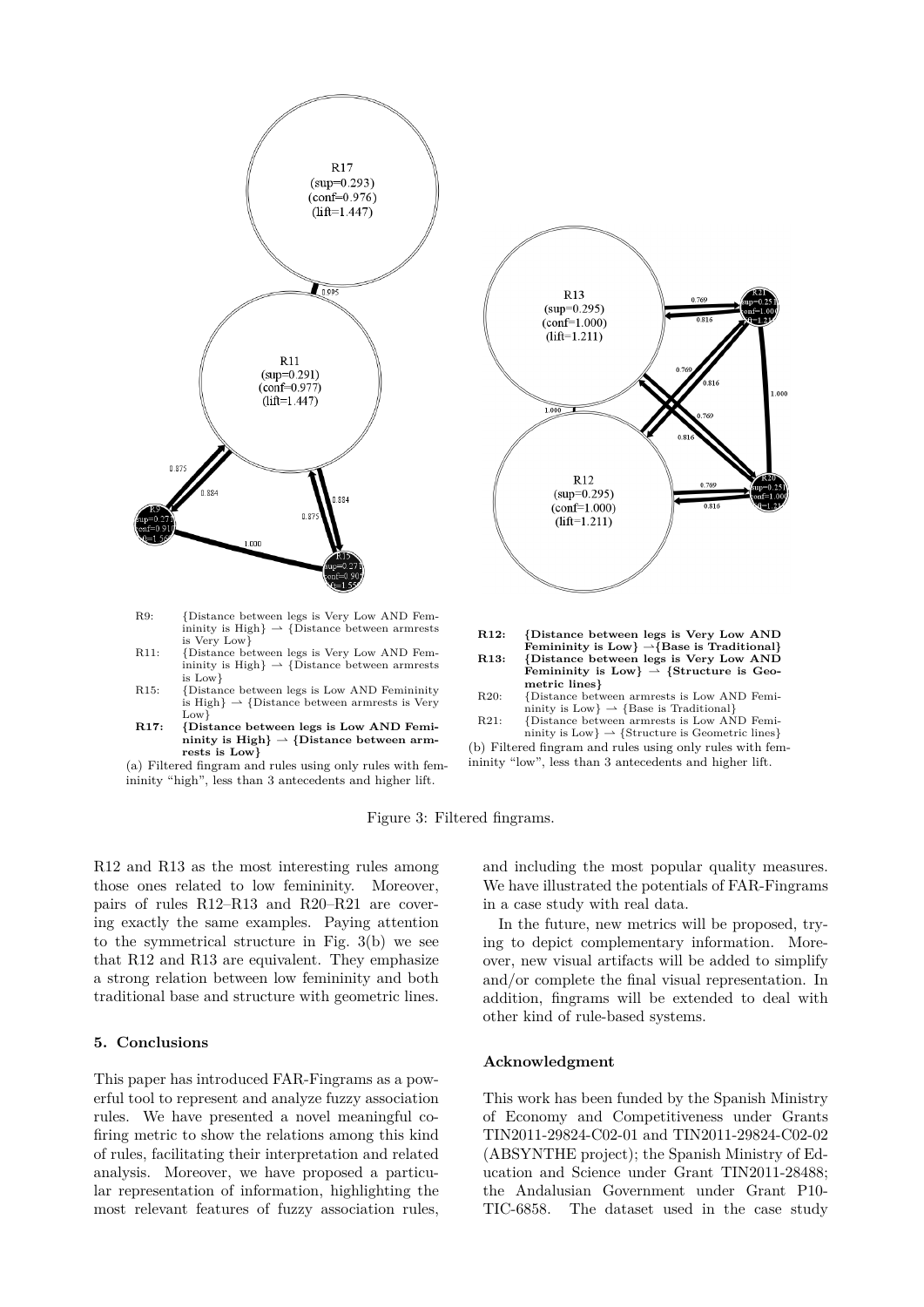R9: {Distance between legs is Very Low AND Femininity is High} → {Distance between armrests is Very Low}
R11: {Distance between legs is Very Low AND Femininity is High} → {Distance between armrests is Low}
R15: {Distance between legs is Low AND Femininity is High} → {Distance between armrests is Very Low}
**R17: {Distance between legs is Low AND Femininity is High} → {Distance between armrests is Low}**

(a) Filtered fingram and rules using only rules with femininity "high", less than 3 antecedents and higher lift.

**R12: {Distance between legs is Very Low AND Femininity is Low} →{Base is Traditional}**
**R13: {Distance between legs is Very Low AND Femininity is Low} → {Structure is Geometric lines}**
R20: {Distance between armrests is Low AND Femininity is Low} → {Base is Traditional}
R21: {Distance between armrests is Low AND Femininity is Low} → {Structure is Geometric lines}

(b) Filtered fingram and rules using only rules with femininity "low", less than 3 antecedents and higher lift.

Figure 3: Filtered fingrams.

R12 and R13 as the most interesting rules among those ones related to low femininity. Moreover, pairs of rules R12–R13 and R20–R21 are covering exactly the same examples. Paying attention to the symmetrical structure in Fig. 3(b) we see that R12 and R13 are equivalent. They emphasize a strong relation between low femininity and both traditional base and structure with geometric lines.

## 5. Conclusions

This paper has introduced FAR-Fingrams as a powerful tool to represent and analyze fuzzy association rules. We have presented a novel meaningful cofiring metric to show the relations among this kind of rules, facilitating their interpretation and related analysis. Moreover, we have proposed a particular representation of information, highlighting the most relevant features of fuzzy association rules, and including the most popular quality measures. We have illustrated the potentials of FAR-Fingrams in a case study with real data.

In the future, new metrics will be proposed, trying to depict complementary information. Moreover, new visual artifacts will be added to simplify and/or complete the final visual representation. In addition, fingrams will be extended to deal with other kind of rule-based systems.

## Acknowledgment

This work has been funded by the Spanish Ministry of Economy and Competitiveness under Grants TIN2011-29824-C02-01 and TIN2011-29824-C02-02 (ABSYNTHE project); the Spanish Ministry of Education and Science under Grant TIN2011-28488; the Andalusian Government under Grant P10-TIC-6858. The dataset used in the case study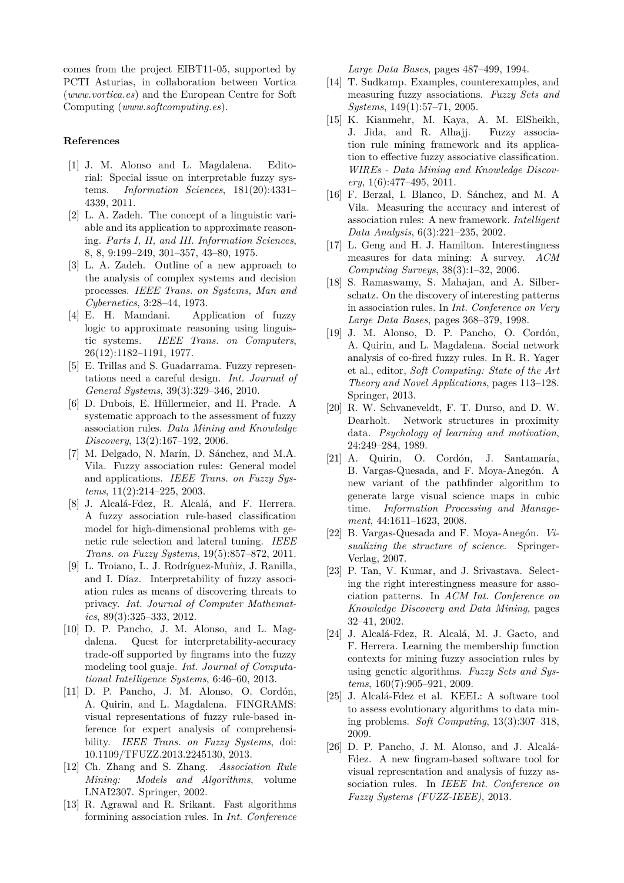comes from the project EIBT11-05, supported by PCTI Asturias, in collaboration between Vortica (*www.vortica.es*) and the European Centre for Soft Computing (*www.softcomputing.es*).

#### References

[1] J. M. Alonso and L. Magdalena. Editorial: Special issue on interpretable fuzzy systems. *Information Sciences*, 181(20):4331–4339, 2011.

[2] L. A. Zadeh. The concept of a linguistic variable and its application to approximate reasoning. *Parts I, II, and III. Information Sciences*, 8, 8, 9:199–249, 301–357, 43–80, 1975.

[3] L. A. Zadeh. Outline of a new approach to the analysis of complex systems and decision processes. *IEEE Trans. on Systems, Man and Cybernetics*, 3:28–44, 1973.

[4] E. H. Mamdani. Application of fuzzy logic to approximate reasoning using linguistic systems. *IEEE Trans. on Computers*, 26(12):1182–1191, 1977.

[5] E. Trillas and S. Guadarrama. Fuzzy representations need a careful design. *Int. Journal of General Systems*, 39(3):329–346, 2010.

[6] D. Dubois, E. Hüllermeier, and H. Prade. A systematic approach to the assessment of fuzzy association rules. *Data Mining and Knowledge Discovery*, 13(2):167–192, 2006.

[7] M. Delgado, N. Marín, D. Sánchez, and M.A. Vila. Fuzzy association rules: General model and applications. *IEEE Trans. on Fuzzy Systems*, 11(2):214–225, 2003.

[8] J. Alcalá-Fdez, R. Alcalá, and F. Herrera. A fuzzy association rule-based classification model for high-dimensional problems with genetic rule selection and lateral tuning. *IEEE Trans. on Fuzzy Systems*, 19(5):857–872, 2011.

[9] L. Troiano, L. J. Rodríguez-Muñiz, J. Ranilla, and I. Díaz. Interpretability of fuzzy association rules as means of discovering threats to privacy. *Int. Journal of Computer Mathematics*, 89(3):325–333, 2012.

[10] D. P. Pancho, J. M. Alonso, and L. Magdalena. Quest for interpretability-accuracy trade-off supported by fingrams into the fuzzy modeling tool guaje. *Int. Journal of Computational Intelligence Systems*, 6:46–60, 2013.

[11] D. P. Pancho, J. M. Alonso, O. Cordón, A. Quirin, and L. Magdalena. FINGRAMS: visual representations of fuzzy rule-based inference for expert analysis of comprehensibility. *IEEE Trans. on Fuzzy Systems*, doi: 10.1109/TFUZZ.2013.2245130, 2013.

[12] Ch. Zhang and S. Zhang. *Association Rule Mining: Models and Algorithms*, volume LNAI2307. Springer, 2002.

[13] R. Agrawal and R. Srikant. Fast algorithms formining association rules. In *Int. Conference Large Data Bases*, pages 487–499, 1994.

[14] T. Sudkamp. Examples, counterexamples, and measuring fuzzy associations. *Fuzzy Sets and Systems*, 149(1):57–71, 2005.

[15] K. Kianmehr, M. Kaya, A. M. ElSheikh, J. Jida, and R. Alhajj. Fuzzy association rule mining framework and its application to effective fuzzy associative classification. *WIREs - Data Mining and Knowledge Discovery*, 1(6):477–495, 2011.

[16] F. Berzal, I. Blanco, D. Sánchez, and M. A Vila. Measuring the accuracy and interest of association rules: A new framework. *Intelligent Data Analysis*, 6(3):221–235, 2002.

[17] L. Geng and H. J. Hamilton. Interestingness measures for data mining: A survey. *ACM Computing Surveys*, 38(3):1–32, 2006.

[18] S. Ramaswamy, S. Mahajan, and A. Silberschatz. On the discovery of interesting patterns in association rules. In *Int. Conference on Very Large Data Bases*, pages 368–379, 1998.

[19] J. M. Alonso, D. P. Pancho, O. Cordón, A. Quirin, and L. Magdalena. Social network analysis of co-fired fuzzy rules. In R. R. Yager et al., editor, *Soft Computing: State of the Art Theory and Novel Applications*, pages 113–128. Springer, 2013.

[20] R. W. Schvaneveldt, F. T. Durso, and D. W. Dearholt. Network structures in proximity data. *Psychology of learning and motivation*, 24:249–284, 1989.

[21] A. Quirin, O. Cordón, J. Santamaría, B. Vargas-Quesada, and F. Moya-Anegón. A new variant of the pathfinder algorithm to generate large visual science maps in cubic time. *Information Processing and Management*, 44:1611–1623, 2008.

[22] B. Vargas-Quesada and F. Moya-Anegón. *Visualizing the structure of science*. Springer-Verlag, 2007.

[23] P. Tan, V. Kumar, and J. Srivastava. Selecting the right interestingness measure for association patterns. In *ACM Int. Conference on Knowledge Discovery and Data Mining*, pages 32–41, 2002.

[24] J. Alcalá-Fdez, R. Alcalá, M. J. Gacto, and F. Herrera. Learning the membership function contexts for mining fuzzy association rules by using genetic algorithms. *Fuzzy Sets and Systems*, 160(7):905–921, 2009.

[25] J. Alcalá-Fdez et al. KEEL: A software tool to assess evolutionary algorithms to data mining problems. *Soft Computing*, 13(3):307–318, 2009.

[26] D. P. Pancho, J. M. Alonso, and J. Alcalá-Fdez. A new fingram-based software tool for visual representation and analysis of fuzzy association rules. In *IEEE Int. Conference on Fuzzy Systems (FUZZ-IEEE)*, 2013.